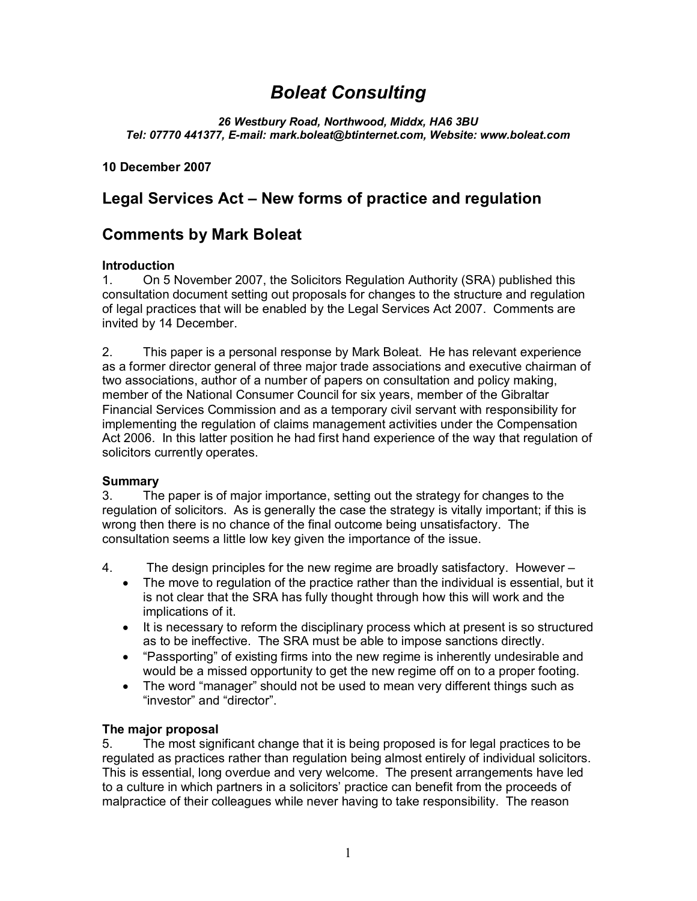# *Boleat Consulting*

***26 Westbury Road, Northwood, Middx, HA6 3BU***
***Tel: 07770 441377, E-mail: mark.boleat@btinternet.com, Website: www.boleat.com***

**10 December 2007**

## Legal Services Act – New forms of practice and regulation

## Comments by Mark Boleat

### Introduction

1. On 5 November 2007, the Solicitors Regulation Authority (SRA) published this consultation document setting out proposals for changes to the structure and regulation of legal practices that will be enabled by the Legal Services Act 2007. Comments are invited by 14 December.

2. This paper is a personal response by Mark Boleat. He has relevant experience as a former director general of three major trade associations and executive chairman of two associations, author of a number of papers on consultation and policy making, member of the National Consumer Council for six years, member of the Gibraltar Financial Services Commission and as a temporary civil servant with responsibility for implementing the regulation of claims management activities under the Compensation Act 2006. In this latter position he had first hand experience of the way that regulation of solicitors currently operates.

### Summary

3. The paper is of major importance, setting out the strategy for changes to the regulation of solicitors. As is generally the case the strategy is vitally important; if this is wrong then there is no chance of the final outcome being unsatisfactory. The consultation seems a little low key given the importance of the issue.

4. The design principles for the new regime are broadly satisfactory. However –

- The move to regulation of the practice rather than the individual is essential, but it is not clear that the SRA has fully thought through how this will work and the implications of it.
- It is necessary to reform the disciplinary process which at present is so structured as to be ineffective. The SRA must be able to impose sanctions directly.
- "Passporting" of existing firms into the new regime is inherently undesirable and would be a missed opportunity to get the new regime off on to a proper footing.
- The word "manager" should not be used to mean very different things such as "investor" and "director".

### The major proposal

5. The most significant change that it is being proposed is for legal practices to be regulated as practices rather than regulation being almost entirely of individual solicitors. This is essential, long overdue and very welcome. The present arrangements have led to a culture in which partners in a solicitors' practice can benefit from the proceeds of malpractice of their colleagues while never having to take responsibility. The reason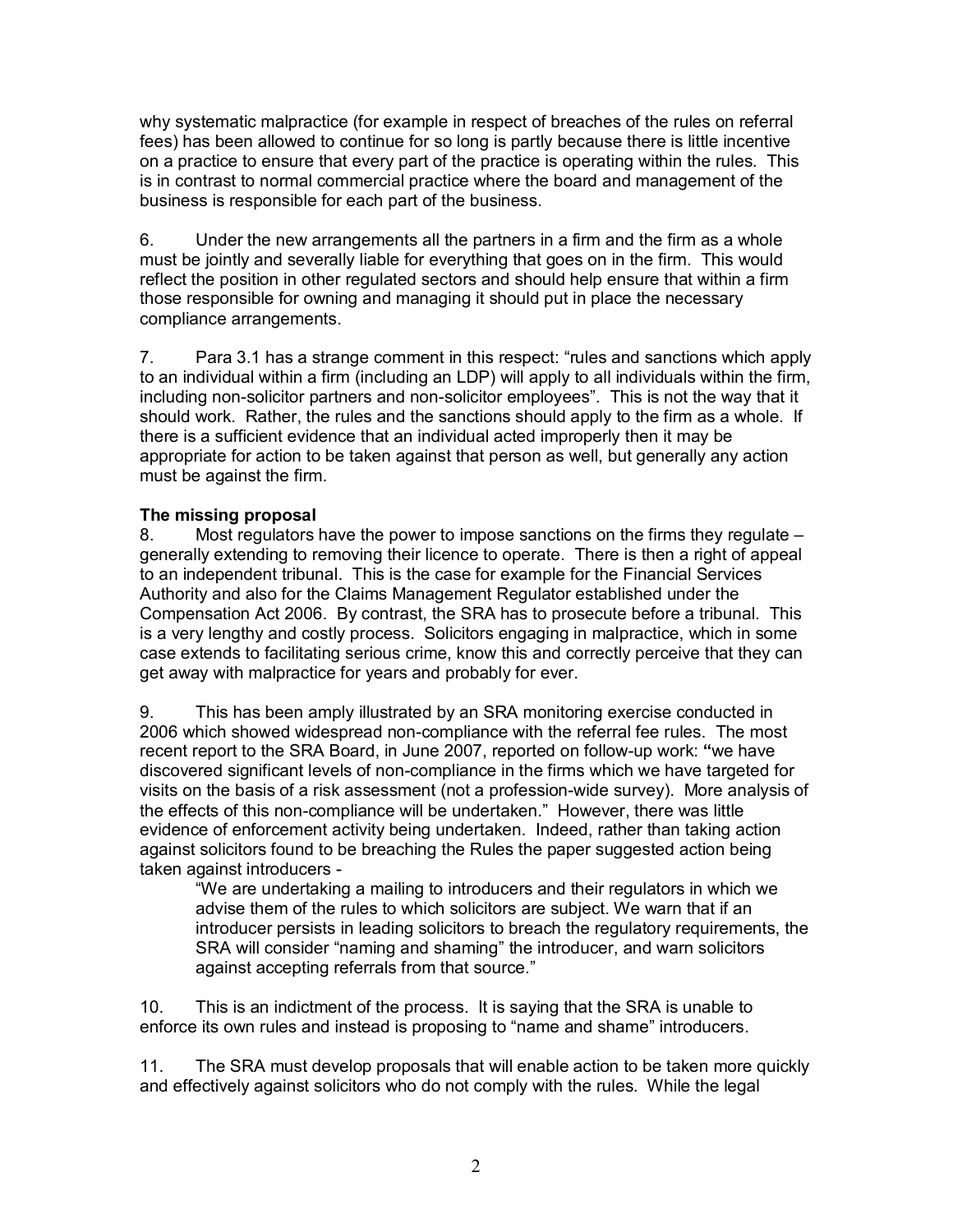why systematic malpractice (for example in respect of breaches of the rules on referral fees) has been allowed to continue for so long is partly because there is little incentive on a practice to ensure that every part of the practice is operating within the rules. This is in contrast to normal commercial practice where the board and management of the business is responsible for each part of the business.

6. Under the new arrangements all the partners in a firm and the firm as a whole must be jointly and severally liable for everything that goes on in the firm. This would reflect the position in other regulated sectors and should help ensure that within a firm those responsible for owning and managing it should put in place the necessary compliance arrangements.

7. Para 3.1 has a strange comment in this respect: "rules and sanctions which apply to an individual within a firm (including an LDP) will apply to all individuals within the firm, including non-solicitor partners and non-solicitor employees". This is not the way that it should work. Rather, the rules and the sanctions should apply to the firm as a whole. If there is a sufficient evidence that an individual acted improperly then it may be appropriate for action to be taken against that person as well, but generally any action must be against the firm.

**The missing proposal**

8. Most regulators have the power to impose sanctions on the firms they regulate – generally extending to removing their licence to operate. There is then a right of appeal to an independent tribunal. This is the case for example for the Financial Services Authority and also for the Claims Management Regulator established under the Compensation Act 2006. By contrast, the SRA has to prosecute before a tribunal. This is a very lengthy and costly process. Solicitors engaging in malpractice, which in some case extends to facilitating serious crime, know this and correctly perceive that they can get away with malpractice for years and probably for ever.

9. This has been amply illustrated by an SRA monitoring exercise conducted in 2006 which showed widespread non-compliance with the referral fee rules. The most recent report to the SRA Board, in June 2007, reported on follow-up work: **"**we have discovered significant levels of non-compliance in the firms which we have targeted for visits on the basis of a risk assessment (not a profession-wide survey). More analysis of the effects of this non-compliance will be undertaken." However, there was little evidence of enforcement activity being undertaken. Indeed, rather than taking action against solicitors found to be breaching the Rules the paper suggested action being taken against introducers -

> "We are undertaking a mailing to introducers and their regulators in which we advise them of the rules to which solicitors are subject. We warn that if an introducer persists in leading solicitors to breach the regulatory requirements, the SRA will consider "naming and shaming" the introducer, and warn solicitors against accepting referrals from that source."

10. This is an indictment of the process. It is saying that the SRA is unable to enforce its own rules and instead is proposing to "name and shame" introducers.

11. The SRA must develop proposals that will enable action to be taken more quickly and effectively against solicitors who do not comply with the rules. While the legal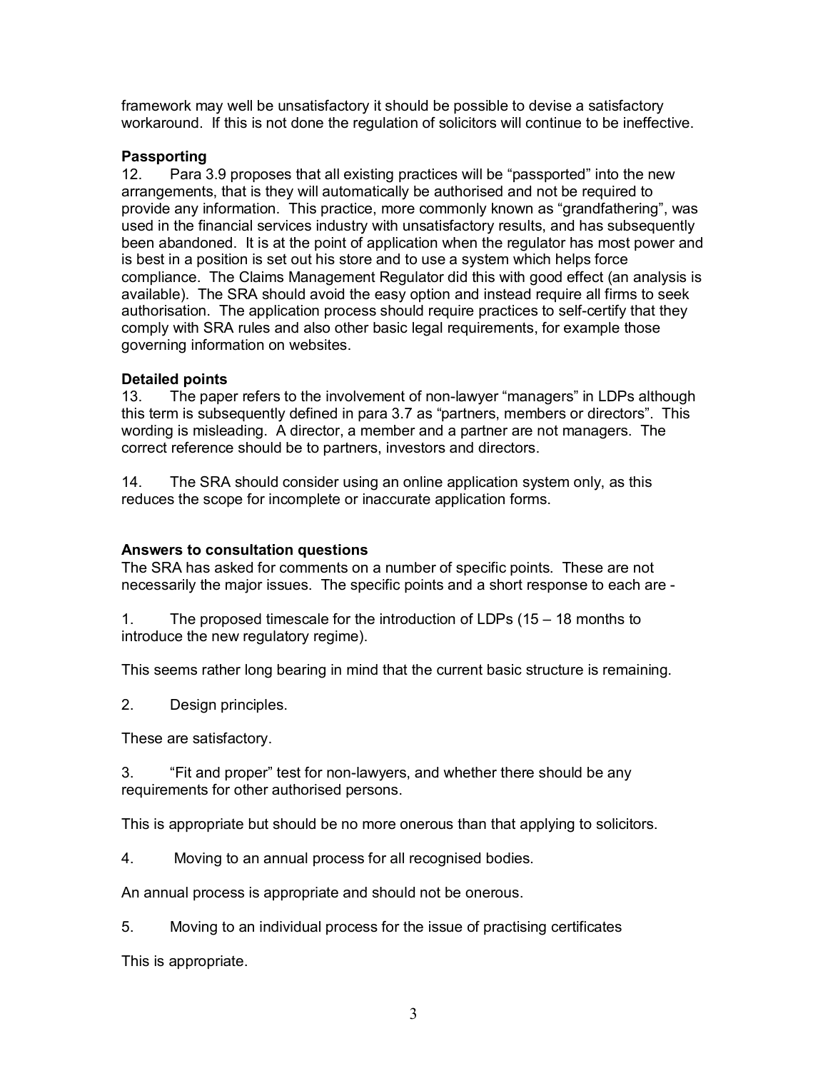framework may well be unsatisfactory it should be possible to devise a satisfactory workaround. If this is not done the regulation of solicitors will continue to be ineffective.

**Passporting**

12. Para 3.9 proposes that all existing practices will be "passported" into the new arrangements, that is they will automatically be authorised and not be required to provide any information. This practice, more commonly known as "grandfathering", was used in the financial services industry with unsatisfactory results, and has subsequently been abandoned. It is at the point of application when the regulator has most power and is best in a position is set out his store and to use a system which helps force compliance. The Claims Management Regulator did this with good effect (an analysis is available). The SRA should avoid the easy option and instead require all firms to seek authorisation. The application process should require practices to self-certify that they comply with SRA rules and also other basic legal requirements, for example those governing information on websites.

**Detailed points**

13. The paper refers to the involvement of non-lawyer "managers" in LDPs although this term is subsequently defined in para 3.7 as "partners, members or directors". This wording is misleading. A director, a member and a partner are not managers. The correct reference should be to partners, investors and directors.

14. The SRA should consider using an online application system only, as this reduces the scope for incomplete or inaccurate application forms.

**Answers to consultation questions**

The SRA has asked for comments on a number of specific points. These are not necessarily the major issues. The specific points and a short response to each are -

1. The proposed timescale for the introduction of LDPs (15 – 18 months to introduce the new regulatory regime).

This seems rather long bearing in mind that the current basic structure is remaining.

2. Design principles.

These are satisfactory.

3. "Fit and proper" test for non-lawyers, and whether there should be any requirements for other authorised persons.

This is appropriate but should be no more onerous than that applying to solicitors.

4. Moving to an annual process for all recognised bodies.

An annual process is appropriate and should not be onerous.

5. Moving to an individual process for the issue of practising certificates

This is appropriate.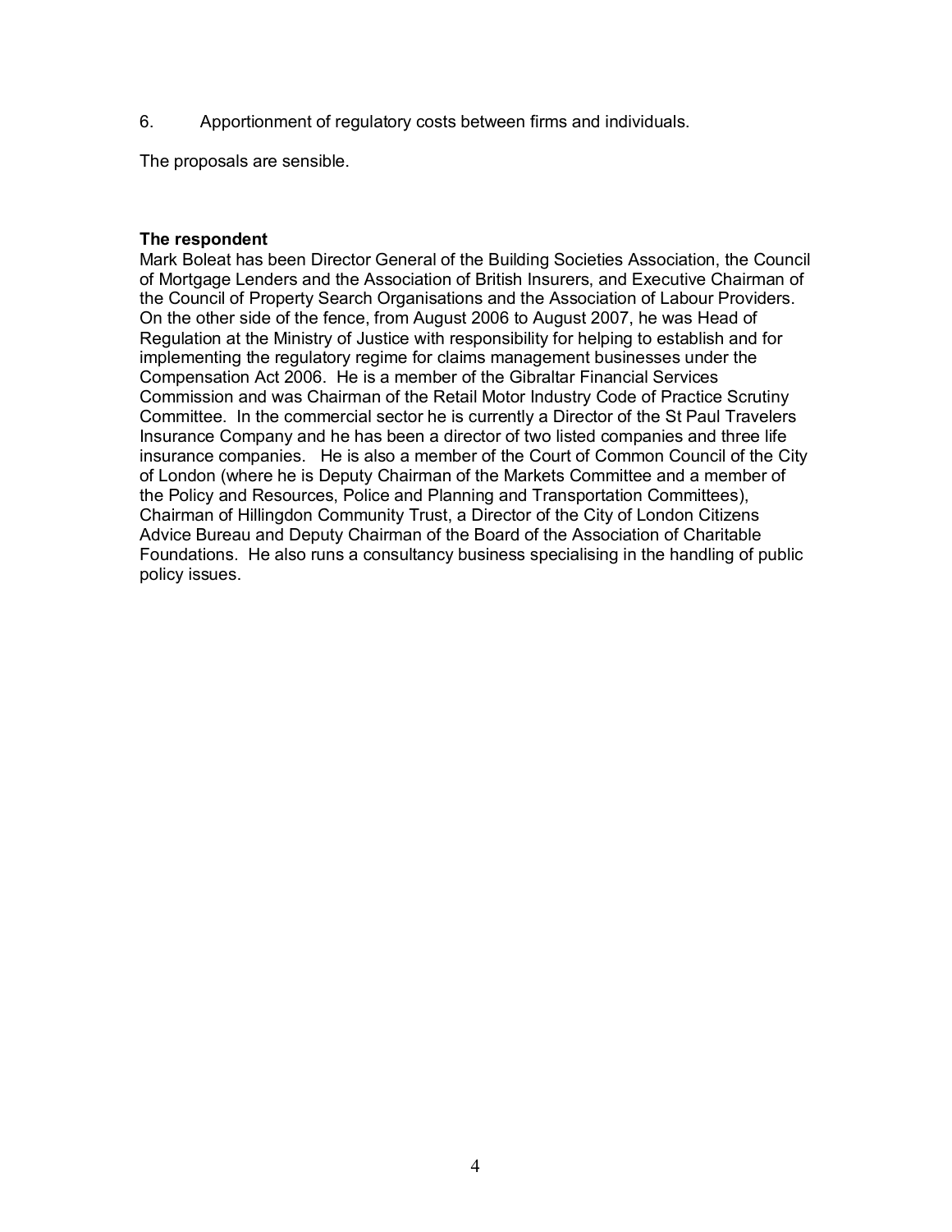6. Apportionment of regulatory costs between firms and individuals.

The proposals are sensible.

**The respondent**

Mark Boleat has been Director General of the Building Societies Association, the Council of Mortgage Lenders and the Association of British Insurers, and Executive Chairman of the Council of Property Search Organisations and the Association of Labour Providers. On the other side of the fence, from August 2006 to August 2007, he was Head of Regulation at the Ministry of Justice with responsibility for helping to establish and for implementing the regulatory regime for claims management businesses under the Compensation Act 2006. He is a member of the Gibraltar Financial Services Commission and was Chairman of the Retail Motor Industry Code of Practice Scrutiny Committee. In the commercial sector he is currently a Director of the St Paul Travelers Insurance Company and he has been a director of two listed companies and three life insurance companies. He is also a member of the Court of Common Council of the City of London (where he is Deputy Chairman of the Markets Committee and a member of the Policy and Resources, Police and Planning and Transportation Committees), Chairman of Hillingdon Community Trust, a Director of the City of London Citizens Advice Bureau and Deputy Chairman of the Board of the Association of Charitable Foundations. He also runs a consultancy business specialising in the handling of public policy issues.